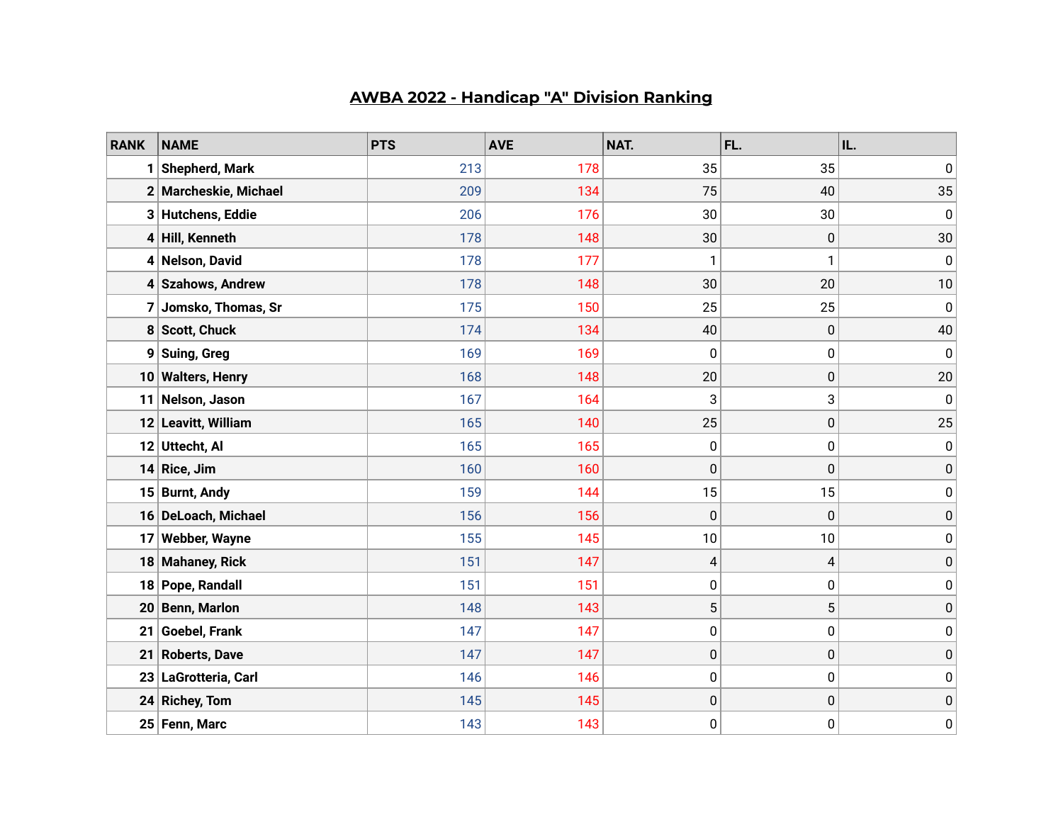# AWBA 2022 - Handicap "A" Division Ranking

| RANK | NAME | PTS | AVE | NAT. | FL. | IL. |
|---|---|---|---|---|---|---|
| 1 | Shepherd, Mark | 213 | 178 | 35 | 35 | 0 |
| 2 | Marcheskie, Michael | 209 | 134 | 75 | 40 | 35 |
| 3 | Hutchens, Eddie | 206 | 176 | 30 | 30 | 0 |
| 4 | Hill, Kenneth | 178 | 148 | 30 | 0 | 30 |
| 4 | Nelson, David | 178 | 177 | 1 | 1 | 0 |
| 4 | Szahows, Andrew | 178 | 148 | 30 | 20 | 10 |
| 7 | Jomsko, Thomas, Sr | 175 | 150 | 25 | 25 | 0 |
| 8 | Scott, Chuck | 174 | 134 | 40 | 0 | 40 |
| 9 | Suing, Greg | 169 | 169 | 0 | 0 | 0 |
| 10 | Walters, Henry | 168 | 148 | 20 | 0 | 20 |
| 11 | Nelson, Jason | 167 | 164 | 3 | 3 | 0 |
| 12 | Leavitt, William | 165 | 140 | 25 | 0 | 25 |
| 12 | Uttecht, Al | 165 | 165 | 0 | 0 | 0 |
| 14 | Rice, Jim | 160 | 160 | 0 | 0 | 0 |
| 15 | Burnt, Andy | 159 | 144 | 15 | 15 | 0 |
| 16 | DeLoach, Michael | 156 | 156 | 0 | 0 | 0 |
| 17 | Webber, Wayne | 155 | 145 | 10 | 10 | 0 |
| 18 | Mahaney, Rick | 151 | 147 | 4 | 4 | 0 |
| 18 | Pope, Randall | 151 | 151 | 0 | 0 | 0 |
| 20 | Benn, Marlon | 148 | 143 | 5 | 5 | 0 |
| 21 | Goebel, Frank | 147 | 147 | 0 | 0 | 0 |
| 21 | Roberts, Dave | 147 | 147 | 0 | 0 | 0 |
| 23 | LaGrotteria, Carl | 146 | 146 | 0 | 0 | 0 |
| 24 | Richey, Tom | 145 | 145 | 0 | 0 | 0 |
| 25 | Fenn, Marc | 143 | 143 | 0 | 0 | 0 |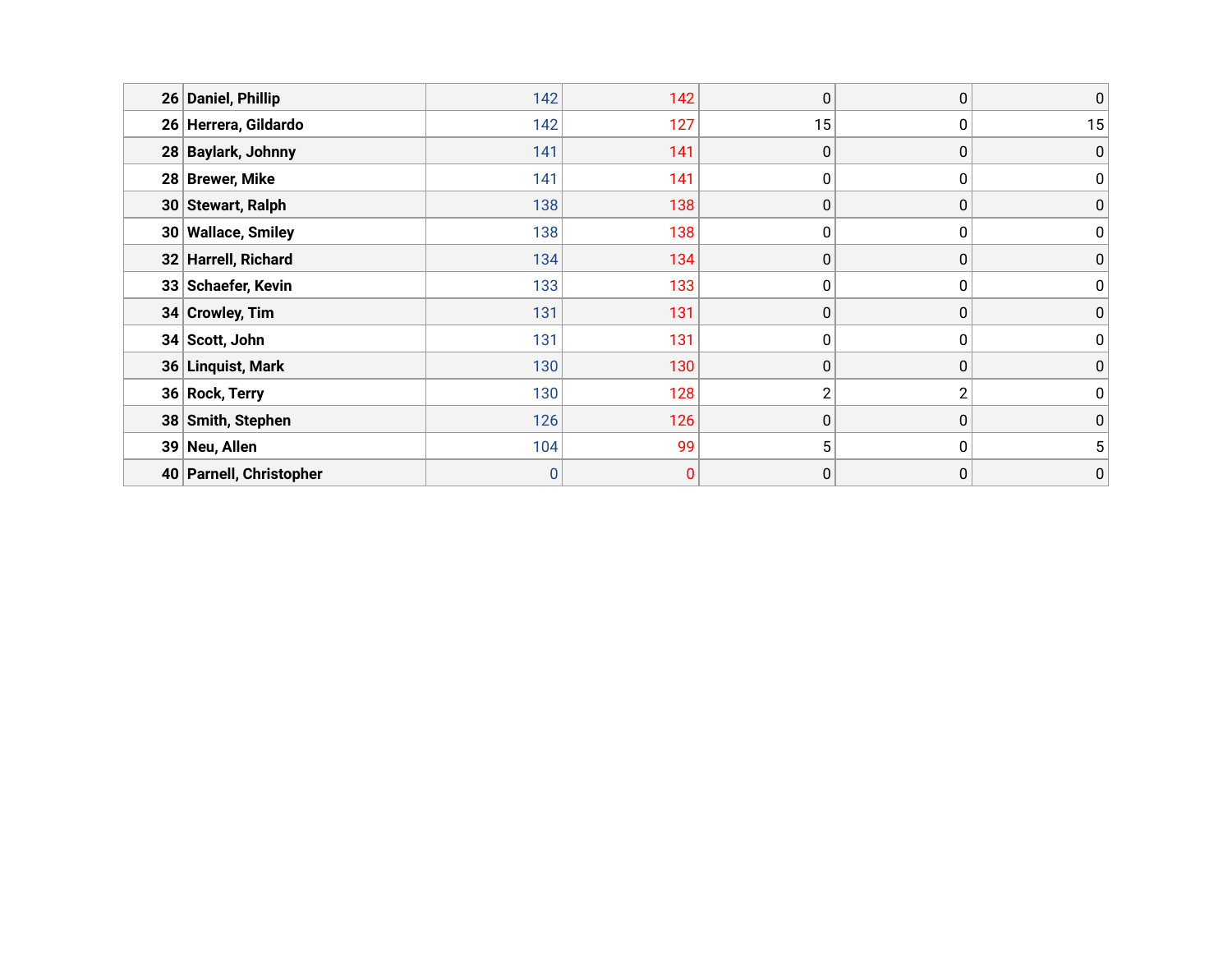| | | | | | | |
|---|---|---|---|---|---|---|
| **26** | **Daniel, Phillip** | 142 | 142 | 0 | 0 | 0 |
| **26** | **Herrera, Gildardo** | 142 | 127 | 15 | 0 | 15 |
| **28** | **Baylark, Johnny** | 141 | 141 | 0 | 0 | 0 |
| **28** | **Brewer, Mike** | 141 | 141 | 0 | 0 | 0 |
| **30** | **Stewart, Ralph** | 138 | 138 | 0 | 0 | 0 |
| **30** | **Wallace, Smiley** | 138 | 138 | 0 | 0 | 0 |
| **32** | **Harrell, Richard** | 134 | 134 | 0 | 0 | 0 |
| **33** | **Schaefer, Kevin** | 133 | 133 | 0 | 0 | 0 |
| **34** | **Crowley, Tim** | 131 | 131 | 0 | 0 | 0 |
| **34** | **Scott, John** | 131 | 131 | 0 | 0 | 0 |
| **36** | **Linquist, Mark** | 130 | 130 | 0 | 0 | 0 |
| **36** | **Rock, Terry** | 130 | 128 | 2 | 2 | 0 |
| **38** | **Smith, Stephen** | 126 | 126 | 0 | 0 | 0 |
| **39** | **Neu, Allen** | 104 | 99 | 5 | 0 | 5 |
| **40** | **Parnell, Christopher** | 0 | 0 | 0 | 0 | 0 |